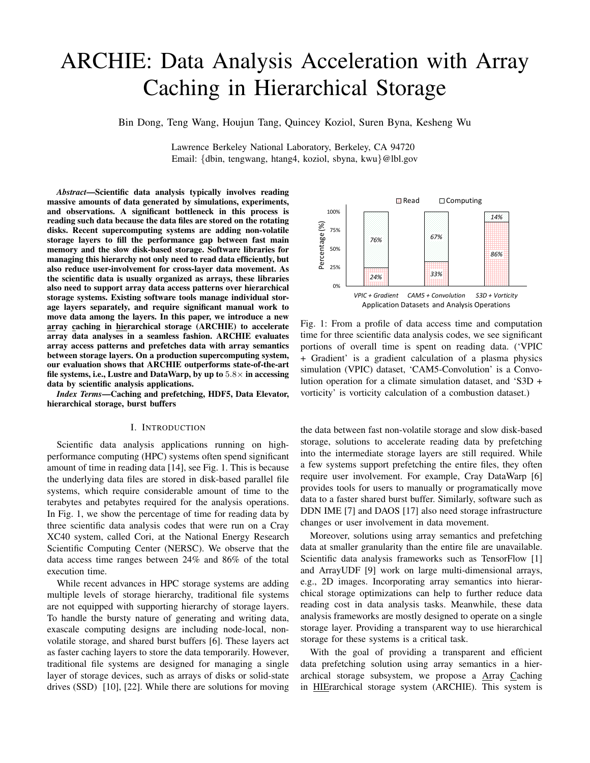# ARCHIE: Data Analysis Acceleration with Array Caching in Hierarchical Storage

Bin Dong, Teng Wang, Houjun Tang, Quincey Koziol, Suren Byna, Kesheng Wu

Lawrence Berkeley National Laboratory, Berkeley, CA 94720
Email: {dbin, tengwang, htang4, koziol, sbyna, kwu}@lbl.gov

***Abstract*—Scientific data analysis typically involves reading massive amounts of data generated by simulations, experiments, and observations. A significant bottleneck in this process is reading such data because the data files are stored on the rotating disks. Recent supercomputing systems are adding non-volatile storage layers to fill the performance gap between fast main memory and the slow disk-based storage. Software libraries for managing this hierarchy not only need to read data efficiently, but also reduce user-involvement for cross-layer data movement. As the scientific data is usually organized as arrays, these libraries also need to support array data access patterns over hierarchical storage systems. Existing software tools manage individual storage layers separately, and require significant manual work to move data among the layers. In this paper, we introduce a new array caching in hierarchical storage (ARCHIE) to accelerate array data analyses in a seamless fashion. ARCHIE evaluates array access patterns and prefetches data with array semantics between storage layers. On a production supercomputing system, our evaluation shows that ARCHIE outperforms state-of-the-art file systems, i.e., Lustre and DataWarp, by up to $5.8\times$ in accessing data by scientific analysis applications.**

***Index Terms*—Caching and prefetching, HDF5, Data Elevator, hierarchical storage, burst buffers**

## I. Introduction

Scientific data analysis applications running on high-performance computing (HPC) systems often spend significant amount of time in reading data [14], see Fig. 1. This is because the underlying data files are stored in disk-based parallel file systems, which require considerable amount of time to the terabytes and petabytes required for the analysis operations. In Fig. 1, we show the percentage of time for reading data by three scientific data analysis codes that were run on a Cray XC40 system, called Cori, at the National Energy Research Scientific Computing Center (NERSC). We observe that the data access time ranges between 24% and 86% of the total execution time.

While recent advances in HPC storage systems are adding multiple levels of storage hierarchy, traditional file systems are not equipped with supporting hierarchy of storage layers. To handle the bursty nature of generating and writing data, exascale computing designs are including node-local, non-volatile storage, and shared burst buffers [6]. These layers act as faster caching layers to store the data temporarily. However, traditional file systems are designed for managing a single layer of storage devices, such as arrays of disks or solid-state drives (SSD) [10], [22]. While there are solutions for moving the data between fast non-volatile storage and slow disk-based storage, solutions to accelerate reading data by prefetching into the intermediate storage layers are still required. While a few systems support prefetching the entire files, they often require user involvement. For example, Cray DataWarp [6] provides tools for users to manually or programatically move data to a faster shared burst buffer. Similarly, software such as DDN IME [7] and DAOS [17] also need storage infrastructure changes or user involvement in data movement.

Moreover, solutions using array semantics and prefetching data at smaller granularity than the entire file are unavailable. Scientific data analysis frameworks such as TensorFlow [1] and ArrayUDF [9] work on large multi-dimensional arrays, e.g., 2D images. Incorporating array semantics into hierarchical storage optimizations can help to further reduce data reading cost in data analysis tasks. Meanwhile, these data analysis frameworks are mostly designed to operate on a single storage layer. Providing a transparent way to use hierarchical storage for these systems is a critical task.

With the goal of providing a transparent and efficient data prefetching solution using array semantics in a hierarchical storage subsystem, we propose a Array Caching in HIErarchical storage system (ARCHIE). This system is

| | Read | Computing |
|---|---|---|
| VPIC + Gradient | 24% | 76% |
| CAM5 + Convolution | 33% | 67% |
| S3D + Vorticity | 86% | 14% |

Fig. 1: From a profile of data access time and computation time for three scientific data analysis codes, we see significant portions of overall time is spent on reading data. ('VPIC + Gradient' is a gradient calculation of a plasma physics simulation (VPIC) dataset, 'CAM5-Convolution' is a Convolution operation for a climate simulation dataset, and 'S3D + vorticity' is vorticity calculation of a combustion dataset.)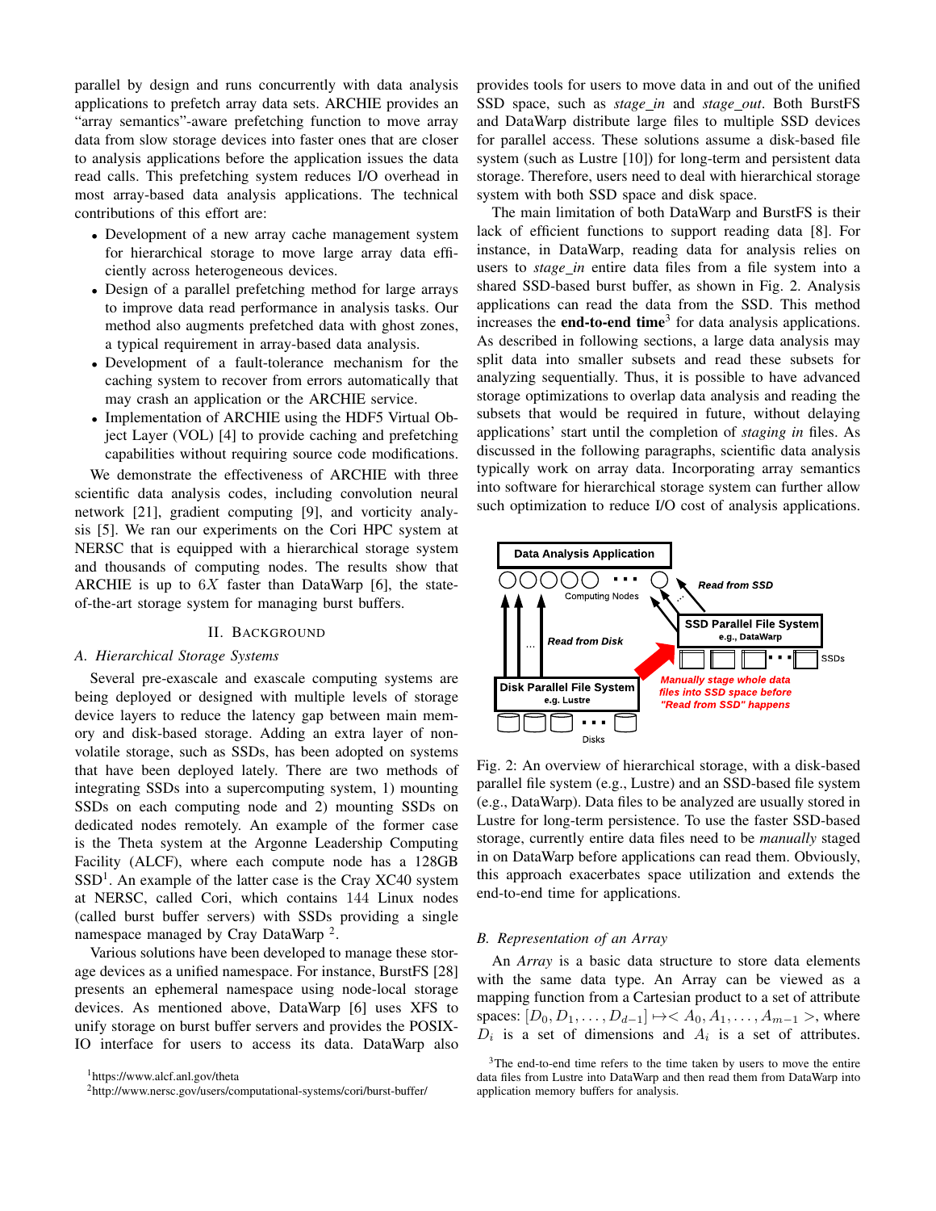parallel by design and runs concurrently with data analysis applications to prefetch array data sets. ARCHIE provides an "array semantics"-aware prefetching function to move array data from slow storage devices into faster ones that are closer to analysis applications before the application issues the data read calls. This prefetching system reduces I/O overhead in most array-based data analysis applications. The technical contributions of this effort are:

- Development of a new array cache management system for hierarchical storage to move large array data efficiently across heterogeneous devices.
- Design of a parallel prefetching method for large arrays to improve data read performance in analysis tasks. Our method also augments prefetched data with ghost zones, a typical requirement in array-based data analysis.
- Development of a fault-tolerance mechanism for the caching system to recover from errors automatically that may crash an application or the ARCHIE service.
- Implementation of ARCHIE using the HDF5 Virtual Object Layer (VOL) [4] to provide caching and prefetching capabilities without requiring source code modifications.

We demonstrate the effectiveness of ARCHIE with three scientific data analysis codes, including convolution neural network [21], gradient computing [9], and vorticity analysis [5]. We ran our experiments on the Cori HPC system at NERSC that is equipped with a hierarchical storage system and thousands of computing nodes. The results show that ARCHIE is up to $6X$ faster than DataWarp [6], the state-of-the-art storage system for managing burst buffers.

## II. Background

### A. Hierarchical Storage Systems

Several pre-exascale and exascale computing systems are being deployed or designed with multiple levels of storage device layers to reduce the latency gap between main memory and disk-based storage. Adding an extra layer of non-volatile storage, such as SSDs, has been adopted on systems that have been deployed lately. There are two methods of integrating SSDs into a supercomputing system, 1) mounting SSDs on each computing node and 2) mounting SSDs on dedicated nodes remotely. An example of the former case is the Theta system at the Argonne Leadership Computing Facility (ALCF), where each compute node has a 128GB SSD[1]. An example of the latter case is the Cray XC40 system at NERSC, called Cori, which contains 144 Linux nodes (called burst buffer servers) with SSDs providing a single namespace managed by Cray DataWarp [2].

Various solutions have been developed to manage these storage devices as a unified namespace. For instance, BurstFS [28] presents an ephemeral namespace using node-local storage devices. As mentioned above, DataWarp [6] uses XFS to unify storage on burst buffer servers and provides the POSIX-IO interface for users to access its data. DataWarp also provides tools for users to move data in and out of the unified SSD space, such as *stage_in* and *stage_out*. Both BurstFS and DataWarp distribute large files to multiple SSD devices for parallel access. These solutions assume a disk-based file system (such as Lustre [10]) for long-term and persistent data storage. Therefore, users need to deal with hierarchical storage system with both SSD space and disk space.

The main limitation of both DataWarp and BurstFS is their lack of efficient functions to support reading data [8]. For instance, in DataWarp, reading data for analysis relies on users to *stage_in* entire data files from a file system into a shared SSD-based burst buffer, as shown in Fig. 2. Analysis applications can read the data from the SSD. This method increases the **end-to-end time**[3] for data analysis applications. As described in following sections, a large data analysis may split data into smaller subsets and read these subsets for analyzing sequentially. Thus, it is possible to have advanced storage optimizations to overlap data analysis and reading the subsets that would be required in future, without delaying applications' start until the completion of *staging in* files. As discussed in the following paragraphs, scientific data analysis typically work on array data. Incorporating array semantics into software for hierarchical storage system can further allow such optimization to reduce I/O cost of analysis applications.

Fig. 2: An overview of hierarchical storage, with a disk-based parallel file system (e.g., Lustre) and an SSD-based file system (e.g., DataWarp). Data files to be analyzed are usually stored in Lustre for long-term persistence. To use the faster SSD-based storage, currently entire data files need to be *manually* staged in on DataWarp before applications can read them. Obviously, this approach exacerbates space utilization and extends the end-to-end time for applications.

### B. Representation of an Array

An *Array* is a basic data structure to store data elements with the same data type. An Array can be viewed as a mapping function from a Cartesian product to a set of attribute spaces: $[D_0, D_1, \ldots, D_{d-1}] \mapsto < A_0, A_1, \ldots, A_{m-1} >$, where $D_i$ is a set of dimensions and $A_i$ is a set of attributes.

[1] https://www.alcf.anl.gov/theta

[2] http://www.nersc.gov/users/computational-systems/cori/burst-buffer/

[3] The end-to-end time refers to the time taken by users to move the entire data files from Lustre into DataWarp and then read them from DataWarp into application memory buffers for analysis.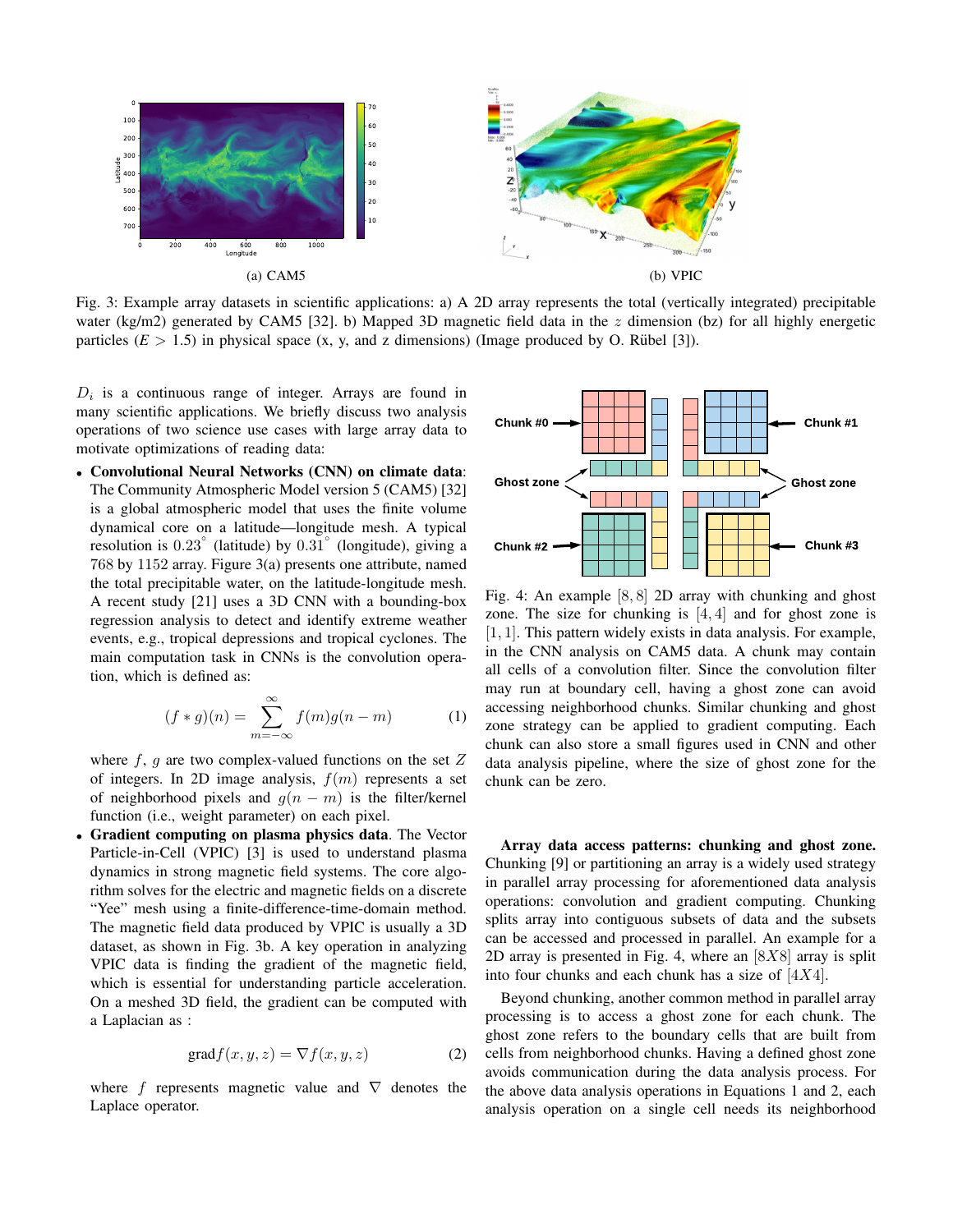(a) CAM5

(b) VPIC

Fig. 3: Example array datasets in scientific applications: a) A 2D array represents the total (vertically integrated) precipitable water (kg/m2) generated by CAM5 [32]. b) Mapped 3D magnetic field data in the $z$ dimension (bz) for all highly energetic particles ($E > 1.5$) in physical space (x, y, and z dimensions) (Image produced by O. Rübel [3]).

$D_i$ is a continuous range of integer. Arrays are found in many scientific applications. We briefly discuss two analysis operations of two science use cases with large array data to motivate optimizations of reading data:

- **Convolutional Neural Networks (CNN) on climate data**: The Community Atmospheric Model version 5 (CAM5) [32] is a global atmospheric model that uses the finite volume dynamical core on a latitude—longitude mesh. A typical resolution is $0.23^{\circ}$ (latitude) by $0.31^{\circ}$ (longitude), giving a $768$ by $1152$ array. Figure 3(a) presents one attribute, named the total precipitable water, on the latitude-longitude mesh. A recent study [21] uses a 3D CNN with a bounding-box regression analysis to detect and identify extreme weather events, e.g., tropical depressions and tropical cyclones. The main computation task in CNNs is the convolution operation, which is defined as:

$$(f * g)(n) = \sum_{m=-\infty}^{\infty} f(m)g(n-m) \quad (1)$$

where $f$, $g$ are two complex-valued functions on the set $Z$ of integers. In 2D image analysis, $f(m)$ represents a set of neighborhood pixels and $g(n-m)$ is the filter/kernel function (i.e., weight parameter) on each pixel.

- **Gradient computing on plasma physics data**. The Vector Particle-in-Cell (VPIC) [3] is used to understand plasma dynamics in strong magnetic field systems. The core algorithm solves for the electric and magnetic fields on a discrete "Yee" mesh using a finite-difference-time-domain method. The magnetic field data produced by VPIC is usually a 3D dataset, as shown in Fig. 3b. A key operation in analyzing VPIC data is finding the gradient of the magnetic field, which is essential for understanding particle acceleration. On a meshed 3D field, the gradient can be computed with a Laplacian as :

$$\text{grad} f(x, y, z) = \nabla f(x, y, z) \quad (2)$$

where $f$ represents magnetic value and $\nabla$ denotes the Laplace operator.

Fig. 4: An example $[8, 8]$ 2D array with chunking and ghost zone. The size for chunking is $[4, 4]$ and for ghost zone is $[1, 1]$. This pattern widely exists in data analysis. For example, in the CNN analysis on CAM5 data. A chunk may contain all cells of a convolution filter. Since the convolution filter may run at boundary cell, having a ghost zone can avoid accessing neighborhood chunks. Similar chunking and ghost zone strategy can be applied to gradient computing. Each chunk can also store a small figures used in CNN and other data analysis pipeline, where the size of ghost zone for the chunk can be zero.

**Array data access patterns: chunking and ghost zone.** Chunking [9] or partitioning an array is a widely used strategy in parallel array processing for aforementioned data analysis operations: convolution and gradient computing. Chunking splits array into contiguous subsets of data and the subsets can be accessed and processed in parallel. An example for a 2D array is presented in Fig. 4, where an $[8X8]$ array is split into four chunks and each chunk has a size of $[4X4]$.

Beyond chunking, another common method in parallel array processing is to access a ghost zone for each chunk. The ghost zone refers to the boundary cells that are built from cells from neighborhood chunks. Having a defined ghost zone avoids communication during the data analysis process. For the above data analysis operations in Equations 1 and 2, each analysis operation on a single cell needs its neighborhood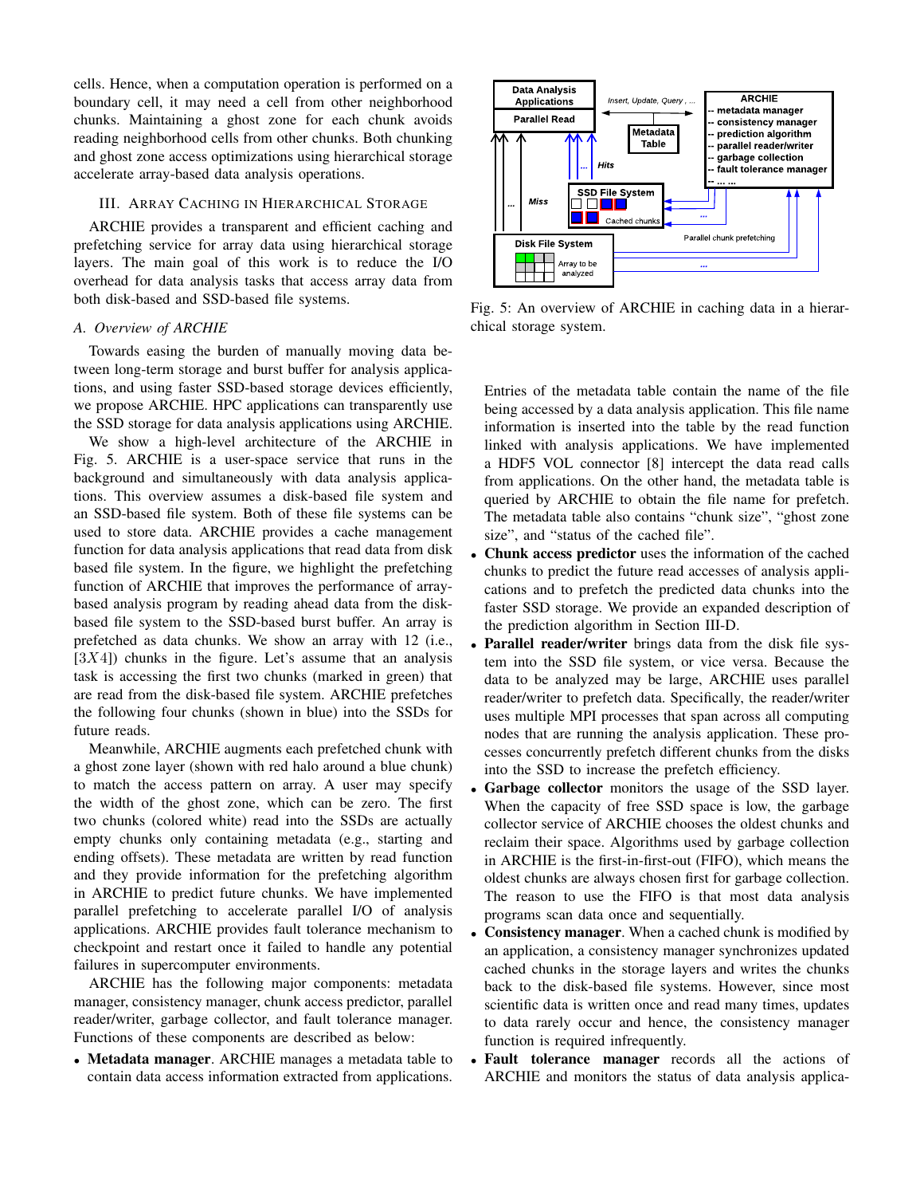cells. Hence, when a computation operation is performed on a boundary cell, it may need a cell from other neighborhood chunks. Maintaining a ghost zone for each chunk avoids reading neighborhood cells from other chunks. Both chunking and ghost zone access optimizations using hierarchical storage accelerate array-based data analysis operations.

## III. Array Caching in Hierarchical Storage

ARCHIE provides a transparent and efficient caching and prefetching service for array data using hierarchical storage layers. The main goal of this work is to reduce the I/O overhead for data analysis tasks that access array data from both disk-based and SSD-based file systems.

### *A. Overview of ARCHIE*

Towards easing the burden of manually moving data between long-term storage and burst buffer for analysis applications, and using faster SSD-based storage devices efficiently, we propose ARCHIE. HPC applications can transparently use the SSD storage for data analysis applications using ARCHIE.

We show a high-level architecture of the ARCHIE in Fig. 5. ARCHIE is a user-space service that runs in the background and simultaneously with data analysis applications. This overview assumes a disk-based file system and an SSD-based file system. Both of these file systems can be used to store data. ARCHIE provides a cache management function for data analysis applications that read data from disk based file system. In the figure, we highlight the prefetching function of ARCHIE that improves the performance of array-based analysis program by reading ahead data from the disk-based file system to the SSD-based burst buffer. An array is prefetched as data chunks. We show an array with 12 (i.e., $[3X4]$) chunks in the figure. Let's assume that an analysis task is accessing the first two chunks (marked in green) that are read from the disk-based file system. ARCHIE prefetches the following four chunks (shown in blue) into the SSDs for future reads.

Meanwhile, ARCHIE augments each prefetched chunk with a ghost zone layer (shown with red halo around a blue chunk) to match the access pattern on array. A user may specify the width of the ghost zone, which can be zero. The first two chunks (colored white) read into the SSDs are actually empty chunks only containing metadata (e.g., starting and ending offsets). These metadata are written by read function and they provide information for the prefetching algorithm in ARCHIE to predict future chunks. We have implemented parallel prefetching to accelerate parallel I/O of analysis applications. ARCHIE provides fault tolerance mechanism to checkpoint and restart once it failed to handle any potential failures in supercomputer environments.

ARCHIE has the following major components: metadata manager, consistency manager, chunk access predictor, parallel reader/writer, garbage collector, and fault tolerance manager. Functions of these components are described as below:

- **Metadata manager**. ARCHIE manages a metadata table to contain data access information extracted from applications. Entries of the metadata table contain the name of the file being accessed by a data analysis application. This file name information is inserted into the table by the read function linked with analysis applications. We have implemented a HDF5 VOL connector [8] intercept the data read calls from applications. On the other hand, the metadata table is queried by ARCHIE to obtain the file name for prefetch. The metadata table also contains "chunk size", "ghost zone size", and "status of the cached file".
- **Chunk access predictor** uses the information of the cached chunks to predict the future read accesses of analysis applications and to prefetch the predicted data chunks into the faster SSD storage. We provide an expanded description of the prediction algorithm in Section III-D.
- **Parallel reader/writer** brings data from the disk file system into the SSD file system, or vice versa. Because the data to be analyzed may be large, ARCHIE uses parallel reader/writer to prefetch data. Specifically, the reader/writer uses multiple MPI processes that span across all computing nodes that are running the analysis application. These processes concurrently prefetch different chunks from the disks into the SSD to increase the prefetch efficiency.
- **Garbage collector** monitors the usage of the SSD layer. When the capacity of free SSD space is low, the garbage collector service of ARCHIE chooses the oldest chunks and reclaim their space. Algorithms used by garbage collection in ARCHIE is the first-in-first-out (FIFO), which means the oldest chunks are always chosen first for garbage collection. The reason to use the FIFO is that most data analysis programs scan data once and sequentially.
- **Consistency manager**. When a cached chunk is modified by an application, a consistency manager synchronizes updated cached chunks in the storage layers and writes the chunks back to the disk-based file systems. However, since most scientific data is written once and read many times, updates to data rarely occur and hence, the consistency manager function is required infrequently.
- **Fault tolerance manager** records all the actions of ARCHIE and monitors the status of data analysis applica-

Fig. 5: An overview of ARCHIE in caching data in a hierarchical storage system.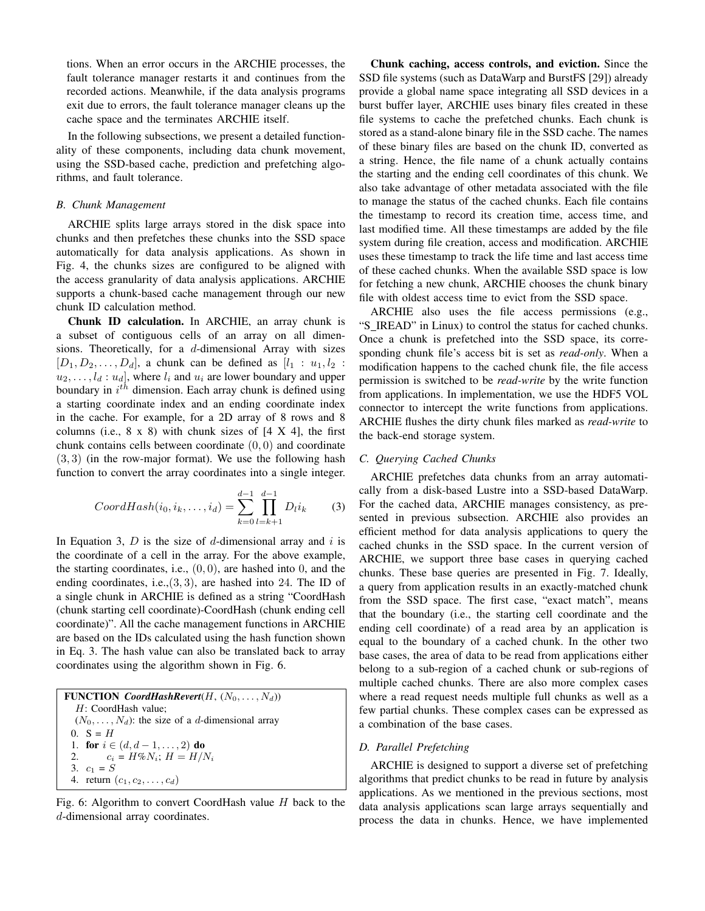tions. When an error occurs in the ARCHIE processes, the fault tolerance manager restarts it and continues from the recorded actions. Meanwhile, if the data analysis programs exit due to errors, the fault tolerance manager cleans up the cache space and the terminates ARCHIE itself.

In the following subsections, we present a detailed functionality of these components, including data chunk movement, using the SSD-based cache, prediction and prefetching algorithms, and fault tolerance.

### B. Chunk Management

ARCHIE splits large arrays stored in the disk space into chunks and then prefetches these chunks into the SSD space automatically for data analysis applications. As shown in Fig. 4, the chunks sizes are configured to be aligned with the access granularity of data analysis applications. ARCHIE supports a chunk-based cache management through our new chunk ID calculation method.

**Chunk ID calculation.** In ARCHIE, an array chunk is a subset of contiguous cells of an array on all dimensions. Theoretically, for a $d$-dimensional Array with sizes $[D_1, D_2, \ldots, D_d]$, a chunk can be defined as $[l_1 : u_1, l_2 : u_2, \ldots, l_d : u_d]$, where $l_i$ and $u_i$ are lower boundary and upper boundary in $i^{th}$ dimension. Each array chunk is defined using a starting coordinate index and an ending coordinate index in the cache. For example, for a 2D array of 8 rows and 8 columns (i.e., 8 x 8) with chunk sizes of [4 X 4], the first chunk contains cells between coordinate $(0, 0)$ and coordinate $(3, 3)$ (in the row-major format). We use the following hash function to convert the array coordinates into a single integer.

$$CoordHash(i_0, i_k, \ldots, i_d) = \sum_{k=0}^{d-1} \prod_{l=k+1}^{d-1} D_l i_k \tag{3}$$

In Equation 3, $D$ is the size of $d$-dimensional array and $i$ is the coordinate of a cell in the array. For the above example, the starting coordinates, i.e., $(0, 0)$, are hashed into 0, and the ending coordinates, i.e.,$(3, 3)$, are hashed into 24. The ID of a single chunk in ARCHIE is defined as a string "CoordHash (chunk starting cell coordinate)-CoordHash (chunk ending cell coordinate)". All the cache management functions in ARCHIE are based on the IDs calculated using the hash function shown in Eq. 3. The hash value can also be translated back to array coordinates using the algorithm shown in Fig. 6.

```
FUNCTION CoordHashRevert(H, (N_0, ..., N_d))
  H: CoordHash value;
  (N_0, ..., N_d): the size of a d-dimensional array
  0.  S = H
  1.  for i ∈ (d, d − 1, ..., 2) do
  2.      c_i = H%N_i; H = H/N_i
  3.  c_1 = S
  4.  return (c_1, c_2, ..., c_d)
```

Fig. 6: Algorithm to convert CoordHash value $H$ back to the $d$-dimensional array coordinates.

**Chunk caching, access controls, and eviction.** Since the SSD file systems (such as DataWarp and BurstFS [29]) already provide a global name space integrating all SSD devices in a burst buffer layer, ARCHIE uses binary files created in these file systems to cache the prefetched chunks. Each chunk is stored as a stand-alone binary file in the SSD cache. The names of these binary files are based on the chunk ID, converted as a string. Hence, the file name of a chunk actually contains the starting and the ending cell coordinates of this chunk. We also take advantage of other metadata associated with the file to manage the status of the cached chunks. Each file contains the timestamp to record its creation time, access time, and last modified time. All these timestamps are added by the file system during file creation, access and modification. ARCHIE uses these timestamp to track the life time and last access time of these cached chunks. When the available SSD space is low for fetching a new chunk, ARCHIE chooses the chunk binary file with oldest access time to evict from the SSD space.

ARCHIE also uses the file access permissions (e.g., "S_IREAD" in Linux) to control the status for cached chunks. Once a chunk is prefetched into the SSD space, its corresponding chunk file's access bit is set as *read-only*. When a modification happens to the cached chunk file, the file access permission is switched to be *read-write* by the write function from applications. In implementation, we use the HDF5 VOL connector to intercept the write functions from applications. ARCHIE flushes the dirty chunk files marked as *read-write* to the back-end storage system.

### C. Querying Cached Chunks

ARCHIE prefetches data chunks from an array automatically from a disk-based Lustre into a SSD-based DataWarp. For the cached data, ARCHIE manages consistency, as presented in previous subsection. ARCHIE also provides an efficient method for data analysis applications to query the cached chunks in the SSD space. In the current version of ARCHIE, we support three base cases in querying cached chunks. These base queries are presented in Fig. 7. Ideally, a query from application results in an exactly-matched chunk from the SSD space. The first case, "exact match", means that the boundary (i.e., the starting cell coordinate and the ending cell coordinate) of a read area by an application is equal to the boundary of a cached chunk. In the other two base cases, the area of data to be read from applications either belong to a sub-region of a cached chunk or sub-regions of multiple cached chunks. There are also more complex cases where a read request needs multiple full chunks as well as a few partial chunks. These complex cases can be expressed as a combination of the base cases.

### D. Parallel Prefetching

ARCHIE is designed to support a diverse set of prefetching algorithms that predict chunks to be read in future by analysis applications. As we mentioned in the previous sections, most data analysis applications scan large arrays sequentially and process the data in chunks. Hence, we have implemented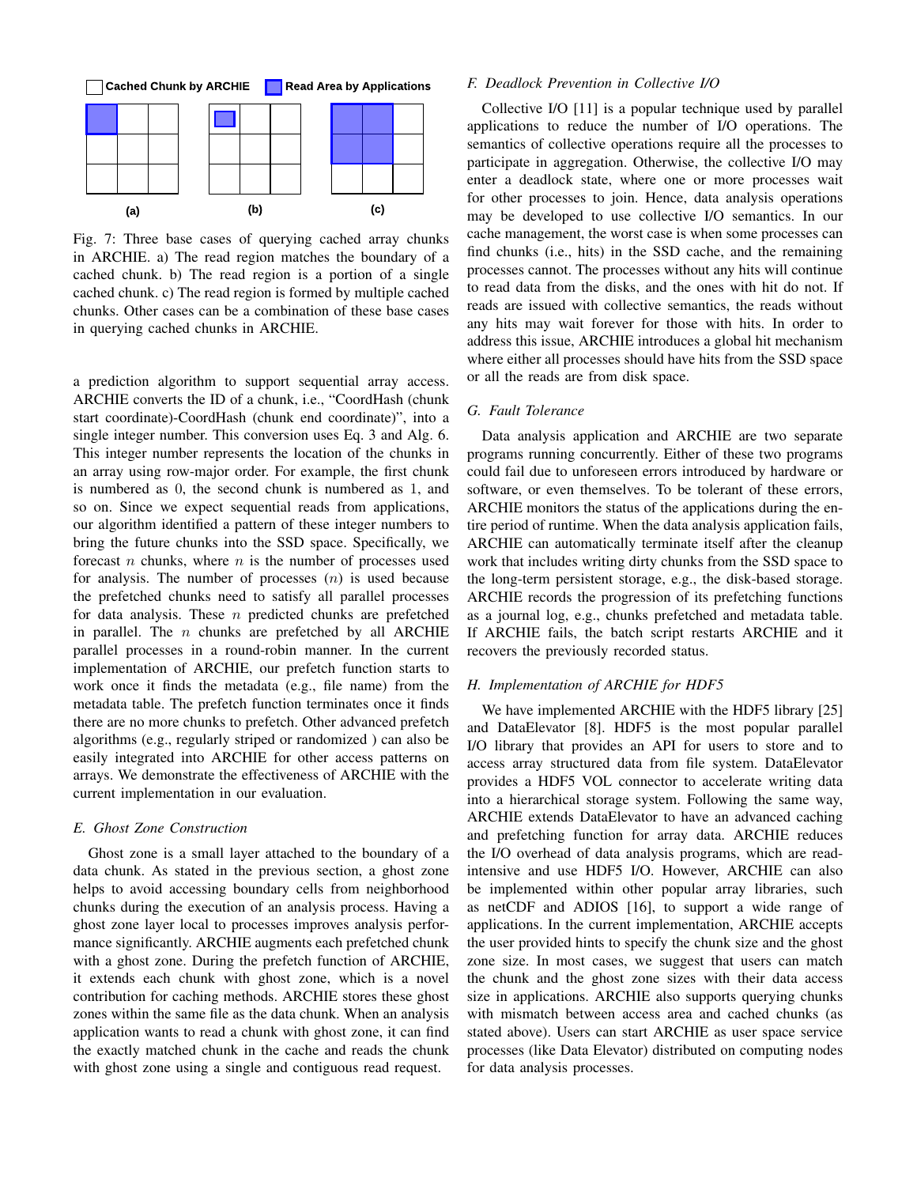Fig. 7: Three base cases of querying cached array chunks in ARCHIE. a) The read region matches the boundary of a cached chunk. b) The read region is a portion of a single cached chunk. c) The read region is formed by multiple cached chunks. Other cases can be a combination of these base cases in querying cached chunks in ARCHIE.

a prediction algorithm to support sequential array access. ARCHIE converts the ID of a chunk, i.e., "CoordHash (chunk start coordinate)-CoordHash (chunk end coordinate)", into a single integer number. This conversion uses Eq. 3 and Alg. 6. This integer number represents the location of the chunks in an array using row-major order. For example, the first chunk is numbered as 0, the second chunk is numbered as 1, and so on. Since we expect sequential reads from applications, our algorithm identified a pattern of these integer numbers to bring the future chunks into the SSD space. Specifically, we forecast $n$ chunks, where $n$ is the number of processes used for analysis. The number of processes ($n$) is used because the prefetched chunks need to satisfy all parallel processes for data analysis. These $n$ predicted chunks are prefetched in parallel. The $n$ chunks are prefetched by all ARCHIE parallel processes in a round-robin manner. In the current implementation of ARCHIE, our prefetch function starts to work once it finds the metadata (e.g., file name) from the metadata table. The prefetch function terminates once it finds there are no more chunks to prefetch. Other advanced prefetch algorithms (e.g., regularly striped or randomized ) can also be easily integrated into ARCHIE for other access patterns on arrays. We demonstrate the effectiveness of ARCHIE with the current implementation in our evaluation.

### *E. Ghost Zone Construction*

Ghost zone is a small layer attached to the boundary of a data chunk. As stated in the previous section, a ghost zone helps to avoid accessing boundary cells from neighborhood chunks during the execution of an analysis process. Having a ghost zone layer local to processes improves analysis performance significantly. ARCHIE augments each prefetched chunk with a ghost zone. During the prefetch function of ARCHIE, it extends each chunk with ghost zone, which is a novel contribution for caching methods. ARCHIE stores these ghost zones within the same file as the data chunk. When an analysis application wants to read a chunk with ghost zone, it can find the exactly matched chunk in the cache and reads the chunk with ghost zone using a single and contiguous read request.

### *F. Deadlock Prevention in Collective I/O*

Collective I/O [11] is a popular technique used by parallel applications to reduce the number of I/O operations. The semantics of collective operations require all the processes to participate in aggregation. Otherwise, the collective I/O may enter a deadlock state, where one or more processes wait for other processes to join. Hence, data analysis operations may be developed to use collective I/O semantics. In our cache management, the worst case is when some processes can find chunks (i.e., hits) in the SSD cache, and the remaining processes cannot. The processes without any hits will continue to read data from the disks, and the ones with hit do not. If reads are issued with collective semantics, the reads without any hits may wait forever for those with hits. In order to address this issue, ARCHIE introduces a global hit mechanism where either all processes should have hits from the SSD space or all the reads are from disk space.

### *G. Fault Tolerance*

Data analysis application and ARCHIE are two separate programs running concurrently. Either of these two programs could fail due to unforeseen errors introduced by hardware or software, or even themselves. To be tolerant of these errors, ARCHIE monitors the status of the applications during the entire period of runtime. When the data analysis application fails, ARCHIE can automatically terminate itself after the cleanup work that includes writing dirty chunks from the SSD space to the long-term persistent storage, e.g., the disk-based storage. ARCHIE records the progression of its prefetching functions as a journal log, e.g., chunks prefetched and metadata table. If ARCHIE fails, the batch script restarts ARCHIE and it recovers the previously recorded status.

### *H. Implementation of ARCHIE for HDF5*

We have implemented ARCHIE with the HDF5 library [25] and DataElevator [8]. HDF5 is the most popular parallel I/O library that provides an API for users to store and to access array structured data from file system. DataElevator provides a HDF5 VOL connector to accelerate writing data into a hierarchical storage system. Following the same way, ARCHIE extends DataElevator to have an advanced caching and prefetching function for array data. ARCHIE reduces the I/O overhead of data analysis programs, which are read-intensive and use HDF5 I/O. However, ARCHIE can also be implemented within other popular array libraries, such as netCDF and ADIOS [16], to support a wide range of applications. In the current implementation, ARCHIE accepts the user provided hints to specify the chunk size and the ghost zone size. In most cases, we suggest that users can match the chunk and the ghost zone sizes with their data access size in applications. ARCHIE also supports querying chunks with mismatch between access area and cached chunks (as stated above). Users can start ARCHIE as user space service processes (like Data Elevator) distributed on computing nodes for data analysis processes.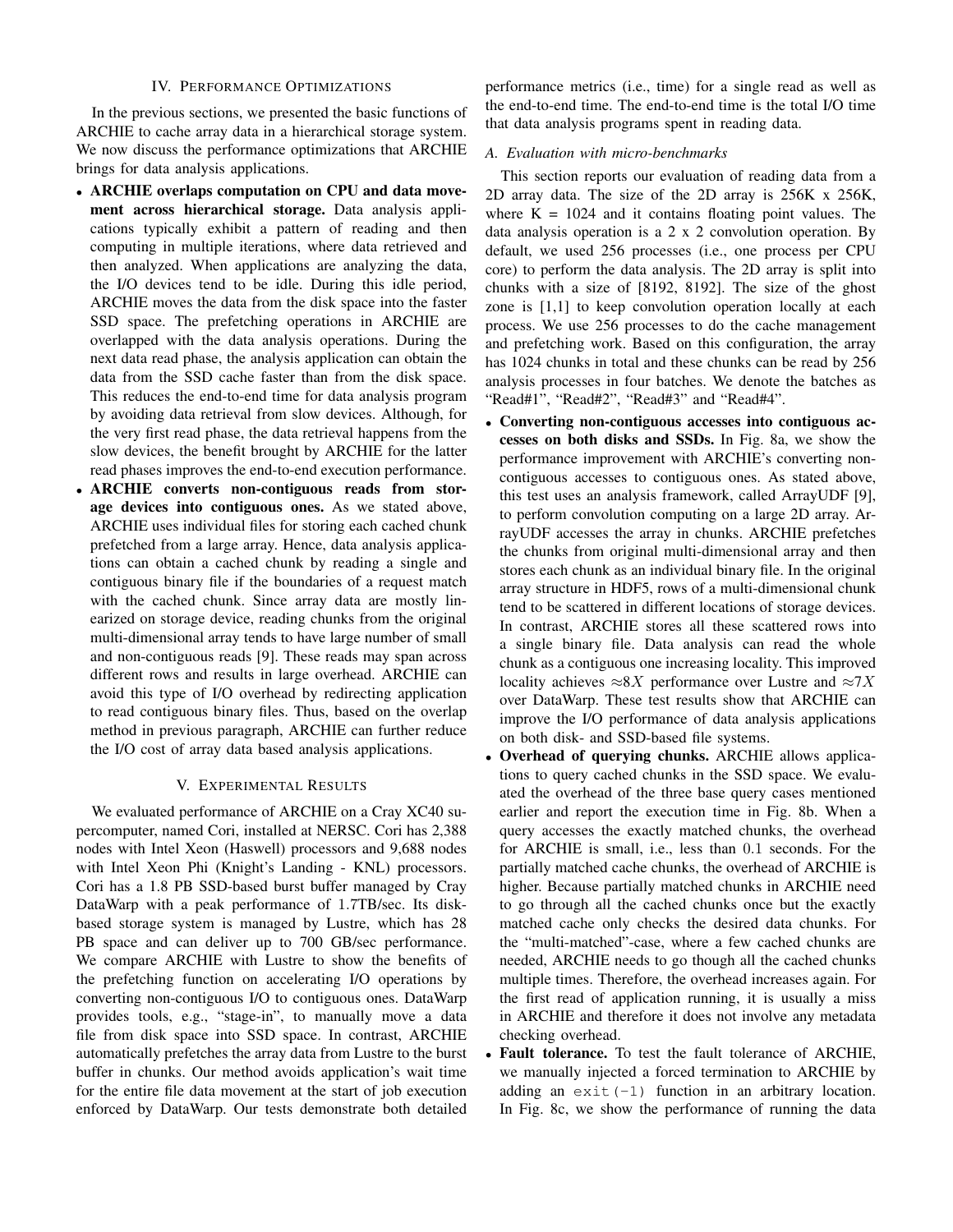## IV. Performance Optimizations

In the previous sections, we presented the basic functions of ARCHIE to cache array data in a hierarchical storage system. We now discuss the performance optimizations that ARCHIE brings for data analysis applications.

- **ARCHIE overlaps computation on CPU and data movement across hierarchical storage.** Data analysis applications typically exhibit a pattern of reading and then computing in multiple iterations, where data retrieved and then analyzed. When applications are analyzing the data, the I/O devices tend to be idle. During this idle period, ARCHIE moves the data from the disk space into the faster SSD space. The prefetching operations in ARCHIE are overlapped with the data analysis operations. During the next data read phase, the analysis application can obtain the data from the SSD cache faster than from the disk space. This reduces the end-to-end time for data analysis program by avoiding data retrieval from slow devices. Although, for the very first read phase, the data retrieval happens from the slow devices, the benefit brought by ARCHIE for the latter read phases improves the end-to-end execution performance.
- **ARCHIE converts non-contiguous reads from storage devices into contiguous ones.** As we stated above, ARCHIE uses individual files for storing each cached chunk prefetched from a large array. Hence, data analysis applications can obtain a cached chunk by reading a single and contiguous binary file if the boundaries of a request match with the cached chunk. Since array data are mostly linearized on storage device, reading chunks from the original multi-dimensional array tends to have large number of small and non-contiguous reads [9]. These reads may span across different rows and results in large overhead. ARCHIE can avoid this type of I/O overhead by redirecting application to read contiguous binary files. Thus, based on the overlap method in previous paragraph, ARCHIE can further reduce the I/O cost of array data based analysis applications.

## V. Experimental Results

We evaluated performance of ARCHIE on a Cray XC40 supercomputer, named Cori, installed at NERSC. Cori has 2,388 nodes with Intel Xeon (Haswell) processors and 9,688 nodes with Intel Xeon Phi (Knight's Landing - KNL) processors. Cori has a 1.8 PB SSD-based burst buffer managed by Cray DataWarp with a peak performance of 1.7TB/sec. Its disk-based storage system is managed by Lustre, which has 28 PB space and can deliver up to 700 GB/sec performance. We compare ARCHIE with Lustre to show the benefits of the prefetching function on accelerating I/O operations by converting non-contiguous I/O to contiguous ones. DataWarp provides tools, e.g., "stage-in", to manually move a data file from disk space into SSD space. In contrast, ARCHIE automatically prefetches the array data from Lustre to the burst buffer in chunks. Our method avoids application's wait time for the entire file data movement at the start of job execution enforced by DataWarp. Our tests demonstrate both detailed performance metrics (i.e., time) for a single read as well as the end-to-end time. The end-to-end time is the total I/O time that data analysis programs spent in reading data.

### A. Evaluation with micro-benchmarks

This section reports our evaluation of reading data from a 2D array data. The size of the 2D array is 256K x 256K, where K = 1024 and it contains floating point values. The data analysis operation is a 2 x 2 convolution operation. By default, we used 256 processes (i.e., one process per CPU core) to perform the data analysis. The 2D array is split into chunks with a size of [8192, 8192]. The size of the ghost zone is [1,1] to keep convolution operation locally at each process. We use 256 processes to do the cache management and prefetching work. Based on this configuration, the array has 1024 chunks in total and these chunks can be read by 256 analysis processes in four batches. We denote the batches as "Read#1", "Read#2", "Read#3" and "Read#4".

- **Converting non-contiguous accesses into contiguous accesses on both disks and SSDs.** In Fig. 8a, we show the performance improvement with ARCHIE's converting non-contiguous accesses to contiguous ones. As stated above, this test uses an analysis framework, called ArrayUDF [9], to perform convolution computing on a large 2D array. ArrayUDF accesses the array in chunks. ARCHIE prefetches the chunks from original multi-dimensional array and then stores each chunk as an individual binary file. In the original array structure in HDF5, rows of a multi-dimensional chunk tend to be scattered in different locations of storage devices. In contrast, ARCHIE stores all these scattered rows into a single binary file. Data analysis can read the whole chunk as a contiguous one increasing locality. This improved locality achieves $\approx 8X$ performance over Lustre and $\approx 7X$ over DataWarp. These test results show that ARCHIE can improve the I/O performance of data analysis applications on both disk- and SSD-based file systems.
- **Overhead of querying chunks.** ARCHIE allows applications to query cached chunks in the SSD space. We evaluated the overhead of the three base query cases mentioned earlier and report the execution time in Fig. 8b. When a query accesses the exactly matched chunks, the overhead for ARCHIE is small, i.e., less than $0.1$ seconds. For the partially matched cache chunks, the overhead of ARCHIE is higher. Because partially matched chunks in ARCHIE need to go through all the cached chunks once but the exactly matched cache only checks the desired data chunks. For the "multi-matched"-case, where a few cached chunks are needed, ARCHIE needs to go though all the cached chunks multiple times. Therefore, the overhead increases again. For the first read of application running, it is usually a miss in ARCHIE and therefore it does not involve any metadata checking overhead.
- **Fault tolerance.** To test the fault tolerance of ARCHIE, we manually injected a forced termination to ARCHIE by adding an `exit(-1)` function in an arbitrary location. In Fig. 8c, we show the performance of running the data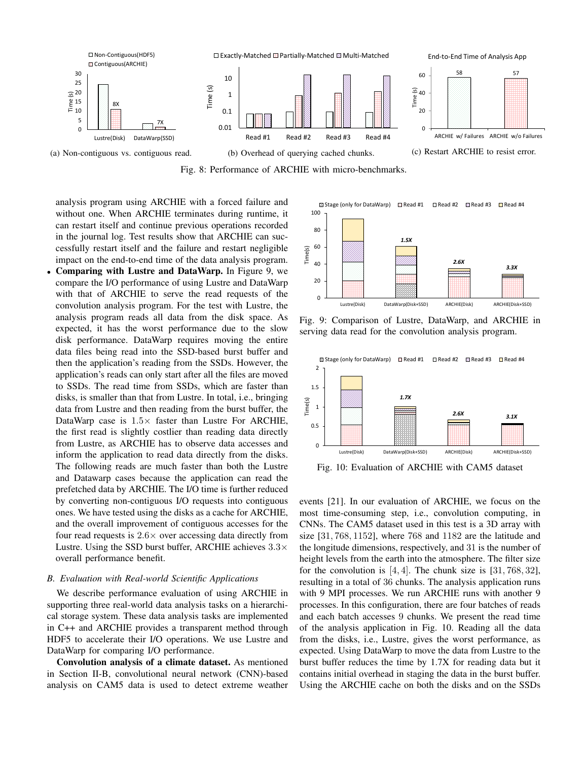Fig. 8: Performance of ARCHIE with micro-benchmarks.

(a) Non-contiguous vs. contiguous read.

(b) Overhead of querying cached chunks.

(c) Restart ARCHIE to resist error.

analysis program using ARCHIE with a forced failure and without one. When ARCHIE terminates during runtime, it can restart itself and continue previous operations recorded in the journal log. Test results show that ARCHIE can successfully restart itself and the failure and restart negligible impact on the end-to-end time of the data analysis program.

- **Comparing with Lustre and DataWarp.** In Figure 9, we compare the I/O performance of using Lustre and DataWarp with that of ARCHIE to serve the read requests of the convolution analysis program. For the test with Lustre, the analysis program reads all data from the disk space. As expected, it has the worst performance due to the slow disk performance. DataWarp requires moving the entire data files being read into the SSD-based burst buffer and then the application's reading from the SSDs. However, the application's reads can only start after all the files are moved to SSDs. The read time from SSDs, which are faster than disks, is smaller than that from Lustre. In total, i.e., bringing data from Lustre and then reading from the burst buffer, the DataWarp case is $1.5\times$ faster than Lustre For ARCHIE, the first read is slightly costlier than reading data directly from Lustre, as ARCHIE has to observe data accesses and inform the application to read data directly from the disks. The following reads are much faster than both the Lustre and Datawarp cases because the application can read the prefetched data by ARCHIE. The I/O time is further reduced by converting non-contiguous I/O requests into contiguous ones. We have tested using the disks as a cache for ARCHIE, and the overall improvement of contiguous accesses for the four read requests is $2.6\times$ over accessing data directly from Lustre. Using the SSD burst buffer, ARCHIE achieves $3.3\times$ overall performance benefit.

### B. Evaluation with Real-world Scientific Applications

We describe performance evaluation of using ARCHIE in supporting three real-world data analysis tasks on a hierarchical storage system. These data analysis tasks are implemented in C++ and ARCHIE provides a transparent method through HDF5 to accelerate their I/O operations. We use Lustre and DataWarp for comparing I/O performance.

**Convolution analysis of a climate dataset.** As mentioned in Section II-B, convolutional neural network (CNN)-based analysis on CAM5 data is used to detect extreme weather events [21]. In our evaluation of ARCHIE, we focus on the most time-consuming step, i.e., convolution computing, in CNNs. The CAM5 dataset used in this test is a 3D array with size $[31, 768, 1152]$, where $768$ and $1182$ are the latitude and the longitude dimensions, respectively, and $31$ is the number of height levels from the earth into the atmosphere. The filter size for the convolution is $[4, 4]$. The chunk size is $[31, 768, 32]$, resulting in a total of 36 chunks. The analysis application runs with 9 MPI processes. We run ARCHIE runs with another 9 processes. In this configuration, there are four batches of reads and each batch accesses 9 chunks. We present the read time of the analysis application in Fig. 10. Reading all the data from the disks, i.e., Lustre, gives the worst performance, as expected. Using DataWarp to move the data from Lustre to the burst buffer reduces the time by 1.7X for reading data but it contains initial overhead in staging the data in the burst buffer. Using the ARCHIE cache on both the disks and on the SSDs

Fig. 9: Comparison of Lustre, DataWarp, and ARCHIE in serving data read for the convolution analysis program.

Fig. 10: Evaluation of ARCHIE with CAM5 dataset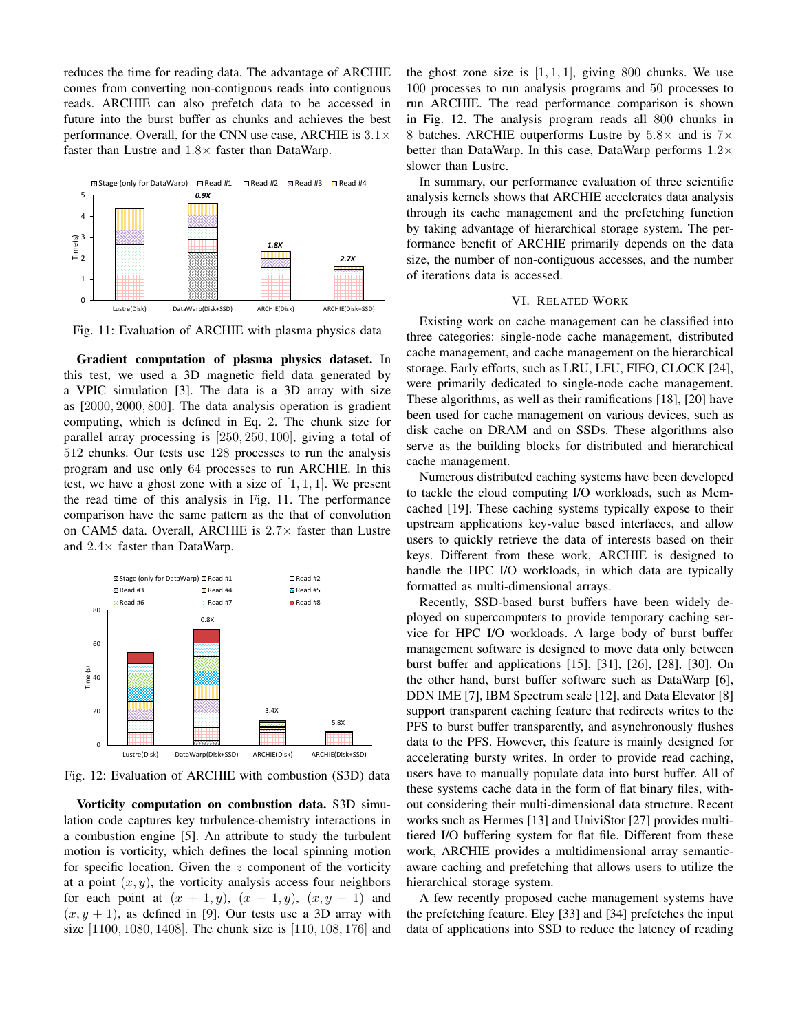reduces the time for reading data. The advantage of ARCHIE comes from converting non-contiguous reads into contiguous reads. ARCHIE can also prefetch data to be accessed in future into the burst buffer as chunks and achieves the best performance. Overall, for the CNN use case, ARCHIE is $3.1\times$ faster than Lustre and $1.8\times$ faster than DataWarp.

Fig. 11: Evaluation of ARCHIE with plasma physics data

**Gradient computation of plasma physics dataset.** In this test, we used a 3D magnetic field data generated by a VPIC simulation [3]. The data is a 3D array with size as $[2000, 2000, 800]$. The data analysis operation is gradient computing, which is defined in Eq. 2. The chunk size for parallel array processing is $[250, 250, 100]$, giving a total of 512 chunks. Our tests use 128 processes to run the analysis program and use only 64 processes to run ARCHIE. In this test, we have a ghost zone with a size of $[1, 1, 1]$. We present the read time of this analysis in Fig. 11. The performance comparison have the same pattern as the that of convolution on CAM5 data. Overall, ARCHIE is $2.7\times$ faster than Lustre and $2.4\times$ faster than DataWarp.

Fig. 12: Evaluation of ARCHIE with combustion (S3D) data

**Vorticity computation on combustion data.** S3D simulation code captures key turbulence-chemistry interactions in a combustion engine [5]. An attribute to study the turbulent motion is vorticity, which defines the local spinning motion for specific location. Given the $z$ component of the vorticity at a point $(x, y)$, the vorticity analysis access four neighbors for each point at $(x + 1, y)$, $(x - 1, y)$, $(x, y - 1)$ and $(x, y + 1)$, as defined in [9]. Our tests use a 3D array with size $[1100, 1080, 1408]$. The chunk size is $[110, 108, 176]$ and the ghost zone size is $[1, 1, 1]$, giving 800 chunks. We use 100 processes to run analysis programs and 50 processes to run ARCHIE. The read performance comparison is shown in Fig. 12. The analysis program reads all 800 chunks in 8 batches. ARCHIE outperforms Lustre by $5.8\times$ and is $7\times$ better than DataWarp. In this case, DataWarp performs $1.2\times$ slower than Lustre.

In summary, our performance evaluation of three scientific analysis kernels shows that ARCHIE accelerates data analysis through its cache management and the prefetching function by taking advantage of hierarchical storage system. The performance benefit of ARCHIE primarily depends on the data size, the number of non-contiguous accesses, and the number of iterations data is accessed.

## VI. Related Work

Existing work on cache management can be classified into three categories: single-node cache management, distributed cache management, and cache management on the hierarchical storage. Early efforts, such as LRU, LFU, FIFO, CLOCK [24], were primarily dedicated to single-node cache management. These algorithms, as well as their ramifications [18], [20] have been used for cache management on various devices, such as disk cache on DRAM and on SSDs. These algorithms also serve as the building blocks for distributed and hierarchical cache management.

Numerous distributed caching systems have been developed to tackle the cloud computing I/O workloads, such as Memcached [19]. These caching systems typically expose to their upstream applications key-value based interfaces, and allow users to quickly retrieve the data of interests based on their keys. Different from these work, ARCHIE is designed to handle the HPC I/O workloads, in which data are typically formatted as multi-dimensional arrays.

Recently, SSD-based burst buffers have been widely deployed on supercomputers to provide temporary caching service for HPC I/O workloads. A large body of burst buffer management software is designed to move data only between burst buffer and applications [15], [31], [26], [28], [30]. On the other hand, burst buffer software such as DataWarp [6], DDN IME [7], IBM Spectrum scale [12], and Data Elevator [8] support transparent caching feature that redirects writes to the PFS to burst buffer transparently, and asynchronously flushes data to the PFS. However, this feature is mainly designed for accelerating bursty writes. In order to provide read caching, users have to manually populate data into burst buffer. All of these systems cache data in the form of flat binary files, without considering their multi-dimensional data structure. Recent works such as Hermes [13] and UniviStor [27] provides multi-tiered I/O buffering system for flat file. Different from these work, ARCHIE provides a multidimensional array semantic-aware caching and prefetching that allows users to utilize the hierarchical storage system.

A few recently proposed cache management systems have the prefetching feature. Eley [33] and [34] prefetches the input data of applications into SSD to reduce the latency of reading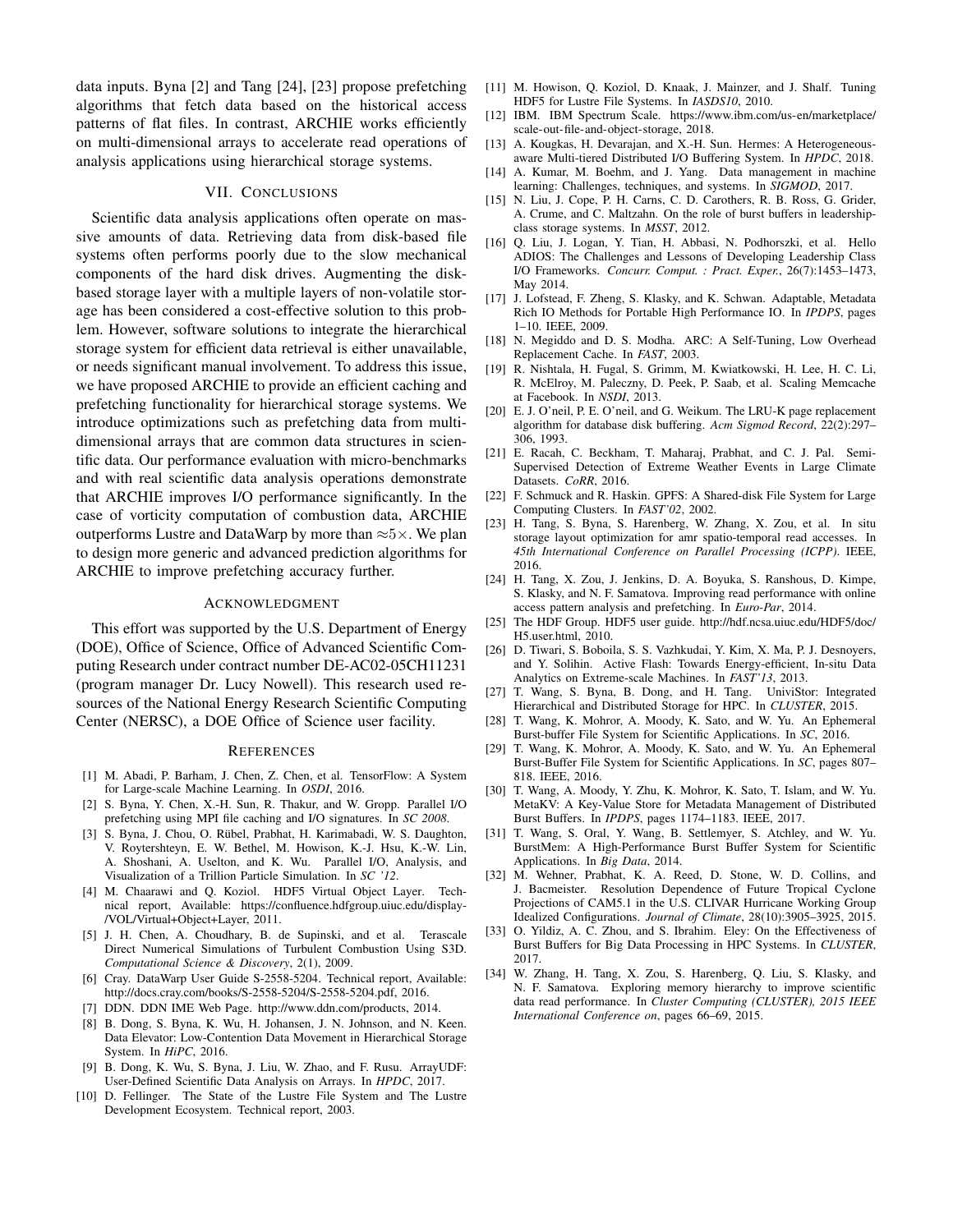data inputs. Byna [2] and Tang [24], [23] propose prefetching algorithms that fetch data based on the historical access patterns of flat files. In contrast, ARCHIE works efficiently on multi-dimensional arrays to accelerate read operations of analysis applications using hierarchical storage systems.

## VII. Conclusions

Scientific data analysis applications often operate on massive amounts of data. Retrieving data from disk-based file systems often performs poorly due to the slow mechanical components of the hard disk drives. Augmenting the disk-based storage layer with a multiple layers of non-volatile storage has been considered a cost-effective solution to this problem. However, software solutions to integrate the hierarchical storage system for efficient data retrieval is either unavailable, or needs significant manual involvement. To address this issue, we have proposed ARCHIE to provide an efficient caching and prefetching functionality for hierarchical storage systems. We introduce optimizations such as prefetching data from multi-dimensional arrays that are common data structures in scientific data. Our performance evaluation with micro-benchmarks and with real scientific data analysis operations demonstrate that ARCHIE improves I/O performance significantly. In the case of vorticity computation of combustion data, ARCHIE outperforms Lustre and DataWarp by more than $\approx 5\times$. We plan to design more generic and advanced prediction algorithms for ARCHIE to improve prefetching accuracy further.

## Acknowledgment

This effort was supported by the U.S. Department of Energy (DOE), Office of Science, Office of Advanced Scientific Computing Research under contract number DE-AC02-05CH11231 (program manager Dr. Lucy Nowell). This research used resources of the National Energy Research Scientific Computing Center (NERSC), a DOE Office of Science user facility.

## References

[1] M. Abadi, P. Barham, J. Chen, Z. Chen, et al. TensorFlow: A System for Large-scale Machine Learning. In *OSDI*, 2016.

[2] S. Byna, Y. Chen, X.-H. Sun, R. Thakur, and W. Gropp. Parallel I/O prefetching using MPI file caching and I/O signatures. In *SC 2008*.

[3] S. Byna, J. Chou, O. Rübel, Prabhat, H. Karimabadi, W. S. Daughton, V. Roytershteyn, E. W. Bethel, M. Howison, K.-J. Hsu, K.-W. Lin, A. Shoshani, A. Uselton, and K. Wu. Parallel I/O, Analysis, and Visualization of a Trillion Particle Simulation. In *SC '12*.

[4] M. Chaarawi and Q. Koziol. HDF5 Virtual Object Layer. Technical report, Available: https://confluence.hdfgroup.uiuc.edu/display-/VOL/Virtual+Object+Layer, 2011.

[5] J. H. Chen, A. Choudhary, B. de Supinski, and et al. Terascale Direct Numerical Simulations of Turbulent Combustion Using S3D. *Computational Science & Discovery*, 2(1), 2009.

[6] Cray. DataWarp User Guide S-2558-5204. Technical report, Available: http://docs.cray.com/books/S-2558-5204/S-2558-5204.pdf, 2016.

[7] DDN. DDN IME Web Page. http://www.ddn.com/products, 2014.

[8] B. Dong, S. Byna, K. Wu, H. Johansen, J. N. Johnson, and N. Keen. Data Elevator: Low-Contention Data Movement in Hierarchical Storage System. In *HiPC*, 2016.

[9] B. Dong, K. Wu, S. Byna, J. Liu, W. Zhao, and F. Rusu. ArrayUDF: User-Defined Scientific Data Analysis on Arrays. In *HPDC*, 2017.

[10] D. Fellinger. The State of the Lustre File System and The Lustre Development Ecosystem. Technical report, 2003.

[11] M. Howison, Q. Koziol, D. Knaak, J. Mainzer, and J. Shalf. Tuning HDF5 for Lustre File Systems. In *IASDS10*, 2010.

[12] IBM. IBM Spectrum Scale. https://www.ibm.com/us-en/marketplace/scale-out-file-and-object-storage, 2018.

[13] A. Kougkas, H. Devarajan, and X.-H. Sun. Hermes: A Heterogeneous-aware Multi-tiered Distributed I/O Buffering System. In *HPDC*, 2018.

[14] A. Kumar, M. Boehm, and J. Yang. Data management in machine learning: Challenges, techniques, and systems. In *SIGMOD*, 2017.

[15] N. Liu, J. Cope, P. H. Carns, C. D. Carothers, R. B. Ross, G. Grider, A. Crume, and C. Maltzahn. On the role of burst buffers in leadership-class storage systems. In *MSST*, 2012.

[16] Q. Liu, J. Logan, Y. Tian, H. Abbasi, N. Podhorszki, et al. Hello ADIOS: The Challenges and Lessons of Developing Leadership Class I/O Frameworks. *Concurr. Comput. : Pract. Exper.*, 26(7):1453–1473, May 2014.

[17] J. Lofstead, F. Zheng, S. Klasky, and K. Schwan. Adaptable, Metadata Rich IO Methods for Portable High Performance IO. In *IPDPS*, pages 1–10. IEEE, 2009.

[18] N. Megiddo and D. S. Modha. ARC: A Self-Tuning, Low Overhead Replacement Cache. In *FAST*, 2003.

[19] R. Nishtala, H. Fugal, S. Grimm, M. Kwiatkowski, H. Lee, H. C. Li, R. McElroy, M. Paleczny, D. Peek, P. Saab, et al. Scaling Memcache at Facebook. In *NSDI*, 2013.

[20] E. J. O'neil, P. E. O'neil, and G. Weikum. The LRU-K page replacement algorithm for database disk buffering. *Acm Sigmod Record*, 22(2):297–306, 1993.

[21] E. Racah, C. Beckham, T. Maharaj, Prabhat, and C. J. Pal. Semi-Supervised Detection of Extreme Weather Events in Large Climate Datasets. *CoRR*, 2016.

[22] F. Schmuck and R. Haskin. GPFS: A Shared-disk File System for Large Computing Clusters. In *FAST'02*, 2002.

[23] H. Tang, S. Byna, S. Harenberg, W. Zhang, X. Zou, et al. In situ storage layout optimization for amr spatio-temporal read accesses. In *45th International Conference on Parallel Processing (ICPP)*. IEEE, 2016.

[24] H. Tang, X. Zou, J. Jenkins, D. A. Boyuka, S. Ranshous, D. Kimpe, S. Klasky, and N. F. Samatova. Improving read performance with online access pattern analysis and prefetching. In *Euro-Par*, 2014.

[25] The HDF Group. HDF5 user guide. http://hdf.ncsa.uiuc.edu/HDF5/doc/H5.user.html, 2010.

[26] D. Tiwari, S. Boboila, S. S. Vazhkudai, Y. Kim, X. Ma, P. J. Desnoyers, and Y. Solihin. Active Flash: Towards Energy-efficient, In-situ Data Analytics on Extreme-scale Machines. In *FAST'13*, 2013.

[27] T. Wang, S. Byna, B. Dong, and H. Tang. UniviStor: Integrated Hierarchical and Distributed Storage for HPC. In *CLUSTER*, 2015.

[28] T. Wang, K. Mohror, A. Moody, K. Sato, and W. Yu. An Ephemeral Burst-buffer File System for Scientific Applications. In *SC*, 2016.

[29] T. Wang, K. Mohror, A. Moody, K. Sato, and W. Yu. An Ephemeral Burst-Buffer File System for Scientific Applications. In *SC*, pages 807–818. IEEE, 2016.

[30] T. Wang, A. Moody, Y. Zhu, K. Mohror, K. Sato, T. Islam, and W. Yu. MetaKV: A Key-Value Store for Metadata Management of Distributed Burst Buffers. In *IPDPS*, pages 1174–1183. IEEE, 2017.

[31] T. Wang, S. Oral, Y. Wang, B. Settlemyer, S. Atchley, and W. Yu. BurstMem: A High-Performance Burst Buffer System for Scientific Applications. In *Big Data*, 2014.

[32] M. Wehner, Prabhat, K. A. Reed, D. Stone, W. D. Collins, and J. Bacmeister. Resolution Dependence of Future Tropical Cyclone Projections of CAM5.1 in the U.S. CLIVAR Hurricane Working Group Idealized Configurations. *Journal of Climate*, 28(10):3905–3925, 2015.

[33] O. Yildiz, A. C. Zhou, and S. Ibrahim. Eley: On the Effectiveness of Burst Buffers for Big Data Processing in HPC Systems. In *CLUSTER*, 2017.

[34] W. Zhang, H. Tang, X. Zou, S. Harenberg, Q. Liu, S. Klasky, and N. F. Samatova. Exploring memory hierarchy to improve scientific data read performance. In *Cluster Computing (CLUSTER), 2015 IEEE International Conference on*, pages 66–69, 2015.